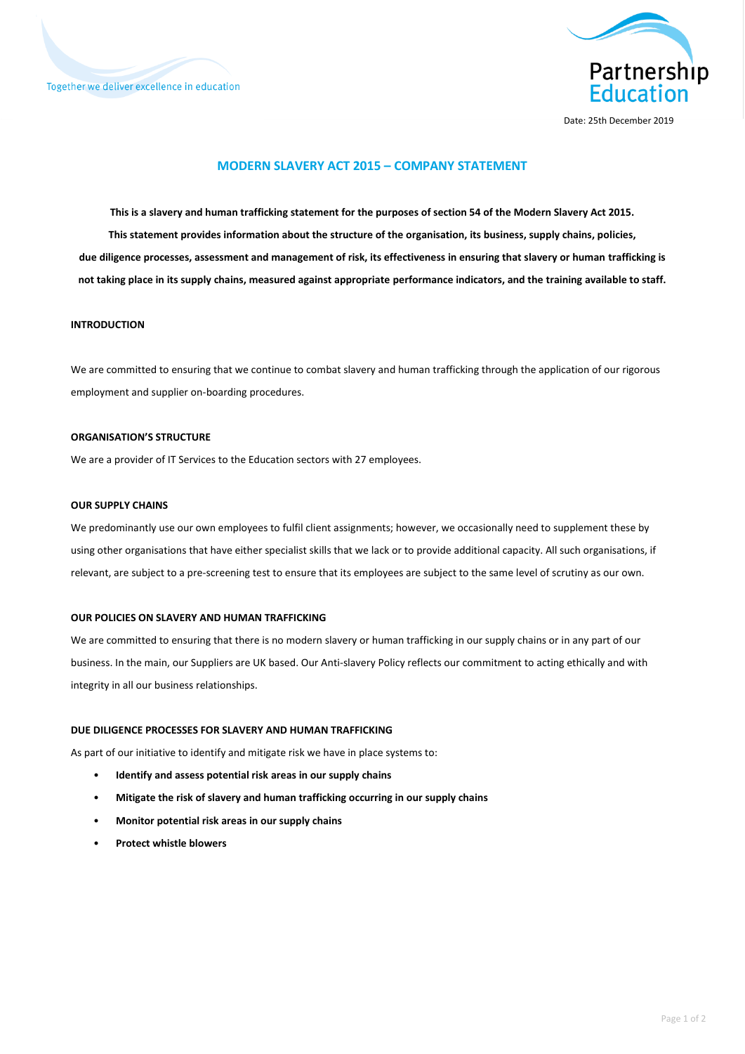Together we deliver excellence in education

Partnership Education

Date: 25th December 2019

# MODERN SLAVERY ACT 2015 – COMPANY STATEMENT

**This is a slavery and human trafficking statement for the purposes of section 54 of the Modern Slavery Act 2015. This statement provides information about the structure of the organisation, its business, supply chains, policies, due diligence processes, assessment and management of risk, its effectiveness in ensuring that slavery or human trafficking is not taking place in its supply chains, measured against appropriate performance indicators, and the training available to staff.**

## INTRODUCTION

We are committed to ensuring that we continue to combat slavery and human trafficking through the application of our rigorous employment and supplier on-boarding procedures.

## ORGANISATION'S STRUCTURE

We are a provider of IT Services to the Education sectors with 27 employees.

## OUR SUPPLY CHAINS

We predominantly use our own employees to fulfil client assignments; however, we occasionally need to supplement these by using other organisations that have either specialist skills that we lack or to provide additional capacity. All such organisations, if relevant, are subject to a pre-screening test to ensure that its employees are subject to the same level of scrutiny as our own.

## OUR POLICIES ON SLAVERY AND HUMAN TRAFFICKING

We are committed to ensuring that there is no modern slavery or human trafficking in our supply chains or in any part of our business. In the main, our Suppliers are UK based. Our Anti-slavery Policy reflects our commitment to acting ethically and with integrity in all our business relationships.

## DUE DILIGENCE PROCESSES FOR SLAVERY AND HUMAN TRAFFICKING

As part of our initiative to identify and mitigate risk we have in place systems to:

- **Identify and assess potential risk areas in our supply chains**
- **Mitigate the risk of slavery and human trafficking occurring in our supply chains**
- **Monitor potential risk areas in our supply chains**
- **Protect whistle blowers**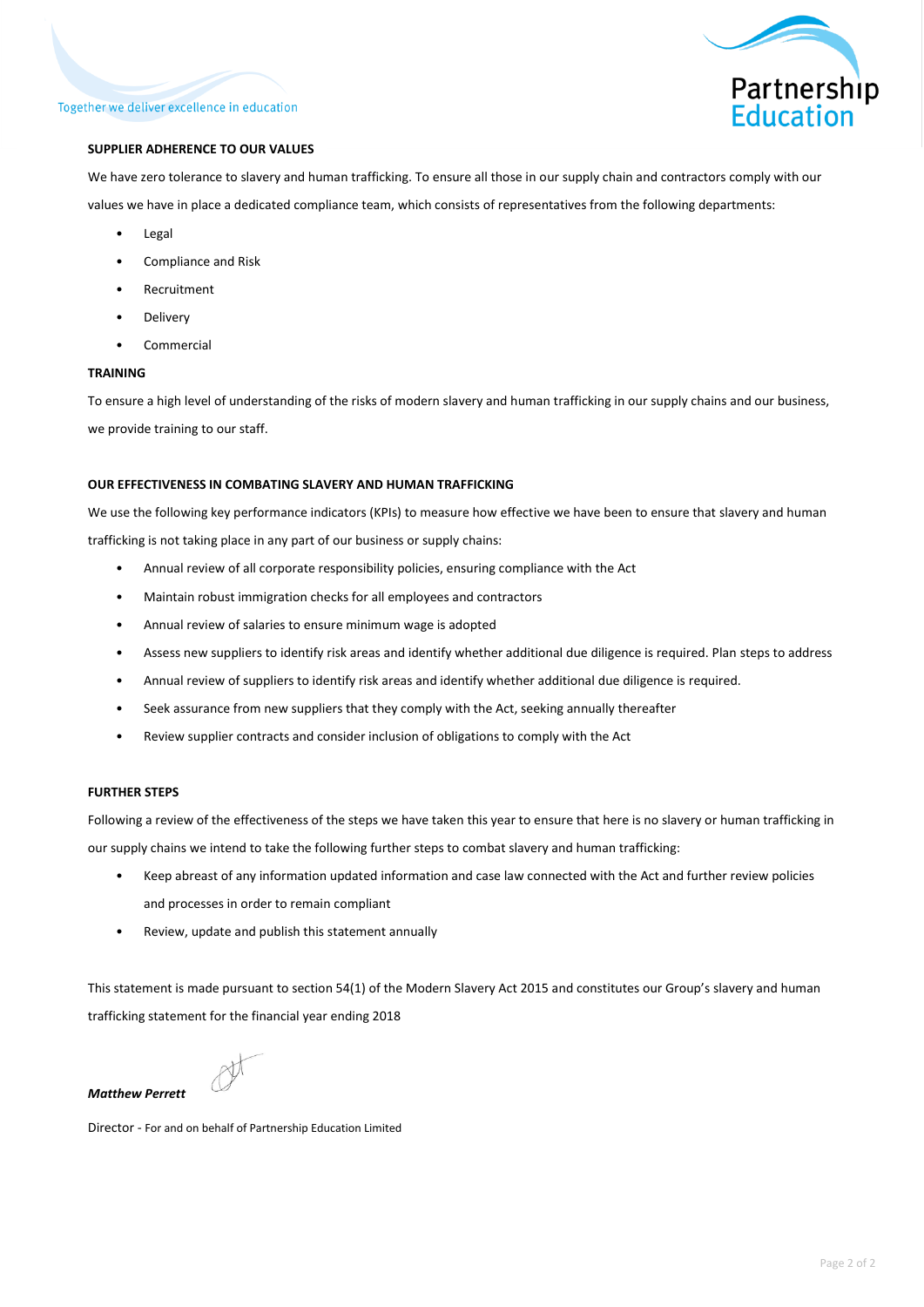## SUPPLIER ADHERENCE TO OUR VALUES

We have zero tolerance to slavery and human trafficking. To ensure all those in our supply chain and contractors comply with our values we have in place a dedicated compliance team, which consists of representatives from the following departments:

- Legal
- Compliance and Risk
- Recruitment
- Delivery
- Commercial

## TRAINING

To ensure a high level of understanding of the risks of modern slavery and human trafficking in our supply chains and our business, we provide training to our staff.

## OUR EFFECTIVENESS IN COMBATING SLAVERY AND HUMAN TRAFFICKING

We use the following key performance indicators (KPIs) to measure how effective we have been to ensure that slavery and human trafficking is not taking place in any part of our business or supply chains:

- Annual review of all corporate responsibility policies, ensuring compliance with the Act
- Maintain robust immigration checks for all employees and contractors
- Annual review of salaries to ensure minimum wage is adopted
- Assess new suppliers to identify risk areas and identify whether additional due diligence is required. Plan steps to address
- Annual review of suppliers to identify risk areas and identify whether additional due diligence is required.
- Seek assurance from new suppliers that they comply with the Act, seeking annually thereafter
- Review supplier contracts and consider inclusion of obligations to comply with the Act

## FURTHER STEPS

Following a review of the effectiveness of the steps we have taken this year to ensure that here is no slavery or human trafficking in our supply chains we intend to take the following further steps to combat slavery and human trafficking:

- Keep abreast of any information updated information and case law connected with the Act and further review policies and processes in order to remain compliant
- Review, update and publish this statement annually

This statement is made pursuant to section 54(1) of the Modern Slavery Act 2015 and constitutes our Group's slavery and human trafficking statement for the financial year ending 2018

***Matthew Perrett***

Director - For and on behalf of Partnership Education Limited